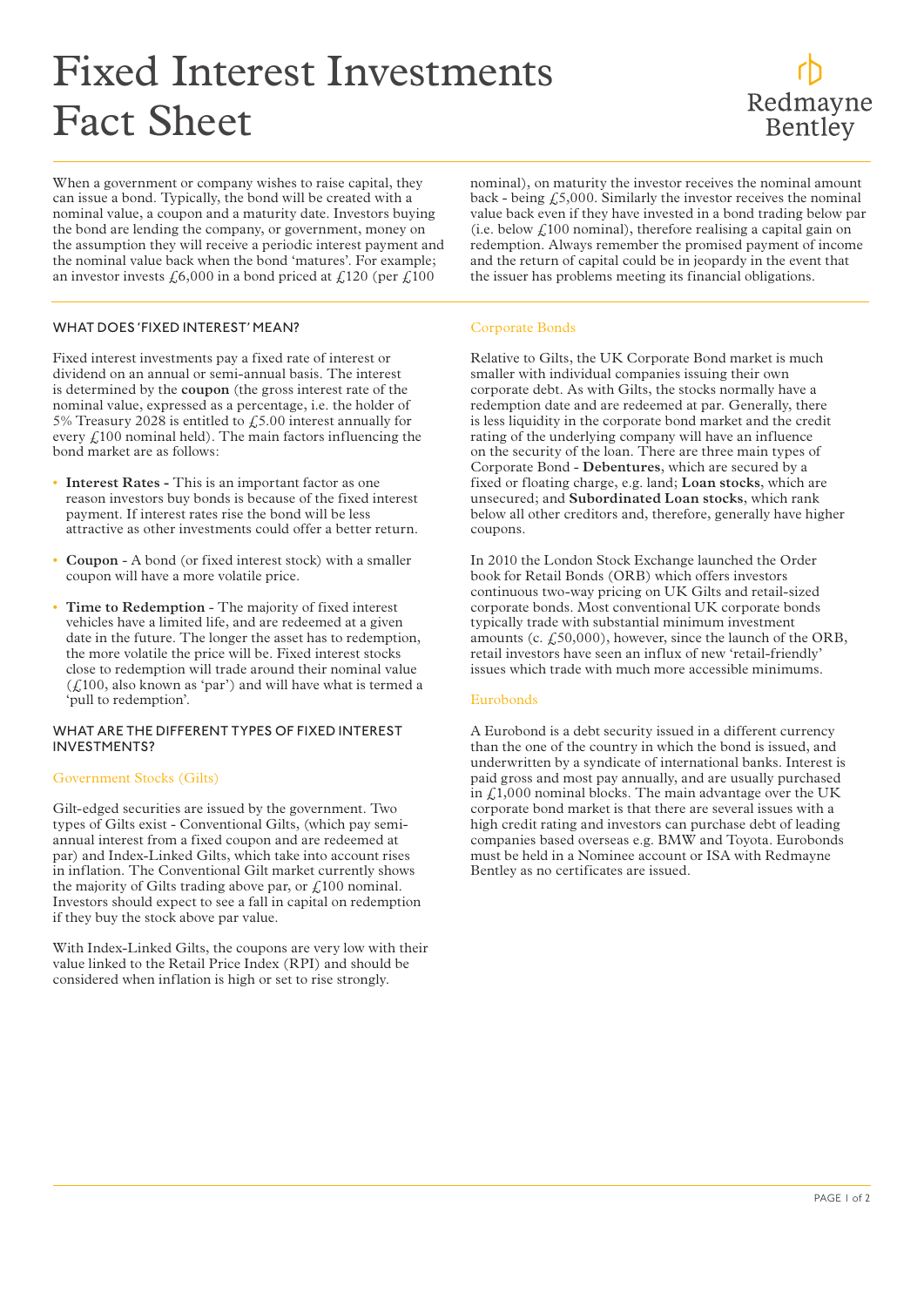# Fixed Interest Investments Fact Sheet

Redmayne Bentley

When a government or company wishes to raise capital, they can issue a bond. Typically, the bond will be created with a nominal value, a coupon and a maturity date. Investors buying the bond are lending the company, or government, money on the assumption they will receive a periodic interest payment and the nominal value back when the bond 'matures'. For example; an investor invests £6,000 in a bond priced at £120 (per £100 nominal), on maturity the investor receives the nominal amount back - being £5,000. Similarly the investor receives the nominal value back even if they have invested in a bond trading below par (i.e. below £100 nominal), therefore realising a capital gain on redemption. Always remember the promised payment of income and the return of capital could be in jeopardy in the event that the issuer has problems meeting its financial obligations.

## WHAT DOES 'FIXED INTEREST' MEAN?

Fixed interest investments pay a fixed rate of interest or dividend on an annual or semi-annual basis. The interest is determined by the **coupon** (the gross interest rate of the nominal value, expressed as a percentage, i.e. the holder of 5% Treasury 2028 is entitled to £5.00 interest annually for every £100 nominal held). The main factors influencing the bond market are as follows:

- **Interest Rates -** This is an important factor as one reason investors buy bonds is because of the fixed interest payment. If interest rates rise the bond will be less attractive as other investments could offer a better return.
- **Coupon** - A bond (or fixed interest stock) with a smaller coupon will have a more volatile price.
- **Time to Redemption** - The majority of fixed interest vehicles have a limited life, and are redeemed at a given date in the future. The longer the asset has to redemption, the more volatile the price will be. Fixed interest stocks close to redemption will trade around their nominal value (£100, also known as 'par') and will have what is termed a 'pull to redemption'.

## WHAT ARE THE DIFFERENT TYPES OF FIXED INTEREST INVESTMENTS?

### Government Stocks (Gilts)

Gilt-edged securities are issued by the government. Two types of Gilts exist - Conventional Gilts, (which pay semi-annual interest from a fixed coupon and are redeemed at par) and Index-Linked Gilts, which take into account rises in inflation. The Conventional Gilt market currently shows the majority of Gilts trading above par, or £100 nominal. Investors should expect to see a fall in capital on redemption if they buy the stock above par value.

With Index-Linked Gilts, the coupons are very low with their value linked to the Retail Price Index (RPI) and should be considered when inflation is high or set to rise strongly.

### Corporate Bonds

Relative to Gilts, the UK Corporate Bond market is much smaller with individual companies issuing their own corporate debt. As with Gilts, the stocks normally have a redemption date and are redeemed at par. Generally, there is less liquidity in the corporate bond market and the credit rating of the underlying company will have an influence on the security of the loan. There are three main types of Corporate Bond - **Debentures**, which are secured by a fixed or floating charge, e.g. land; **Loan stocks**, which are unsecured; and **Subordinated Loan stocks**, which rank below all other creditors and, therefore, generally have higher coupons.

In 2010 the London Stock Exchange launched the Order book for Retail Bonds (ORB) which offers investors continuous two-way pricing on UK Gilts and retail-sized corporate bonds. Most conventional UK corporate bonds typically trade with substantial minimum investment amounts (c. £50,000), however, since the launch of the ORB, retail investors have seen an influx of new 'retail-friendly' issues which trade with much more accessible minimums.

### Eurobonds

A Eurobond is a debt security issued in a different currency than the one of the country in which the bond is issued, and underwritten by a syndicate of international banks. Interest is paid gross and most pay annually, and are usually purchased in £1,000 nominal blocks. The main advantage over the UK corporate bond market is that there are several issues with a high credit rating and investors can purchase debt of leading companies based overseas e.g. BMW and Toyota. Eurobonds must be held in a Nominee account or ISA with Redmayne Bentley as no certificates are issued.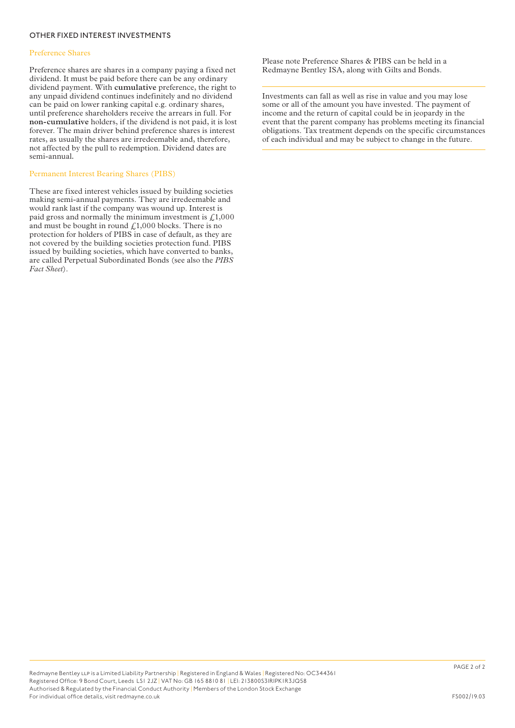## OTHER FIXED INTEREST INVESTMENTS

### Preference Shares

Preference shares are shares in a company paying a fixed net dividend. It must be paid before there can be any ordinary dividend payment. With **cumulative** preference, the right to any unpaid dividend continues indefinitely and no dividend can be paid on lower ranking capital e.g. ordinary shares, until preference shareholders receive the arrears in full. For **non-cumulative** holders, if the dividend is not paid, it is lost forever. The main driver behind preference shares is interest rates, as usually the shares are irredeemable and, therefore, not affected by the pull to redemption. Dividend dates are semi-annual.

### Permanent Interest Bearing Shares (PIBS)

These are fixed interest vehicles issued by building societies making semi-annual payments. They are irredeemable and would rank last if the company was wound up. Interest is paid gross and normally the minimum investment is £1,000 and must be bought in round £1,000 blocks. There is no protection for holders of PIBS in case of default, as they are not covered by the building societies protection fund. PIBS issued by building societies, which have converted to banks, are called Perpetual Subordinated Bonds (see also the *PIBS Fact Sheet*).

Please note Preference Shares & PIBS can be held in a Redmayne Bentley ISA, along with Gilts and Bonds.

---

Investments can fall as well as rise in value and you may lose some or all of the amount you have invested. The payment of income and the return of capital could be in jeopardy in the event that the parent company has problems meeting its financial obligations. Tax treatment depends on the specific circumstances of each individual and may be subject to change in the future.

---

Redmayne Bentley LLP is a Limited Liability Partnership | Registered in England & Wales | Registered No: OC344361
Registered Office: 9 Bond Court, Leeds LS1 2JZ | VAT No: GB 165 8810 81 | LEI: 213800S3IRIPK1R3JQ58
Authorised & Regulated by the Financial Conduct Authority | Members of the London Stock Exchange
For individual office details, visit redmayne.co.uk

FS002/19.03